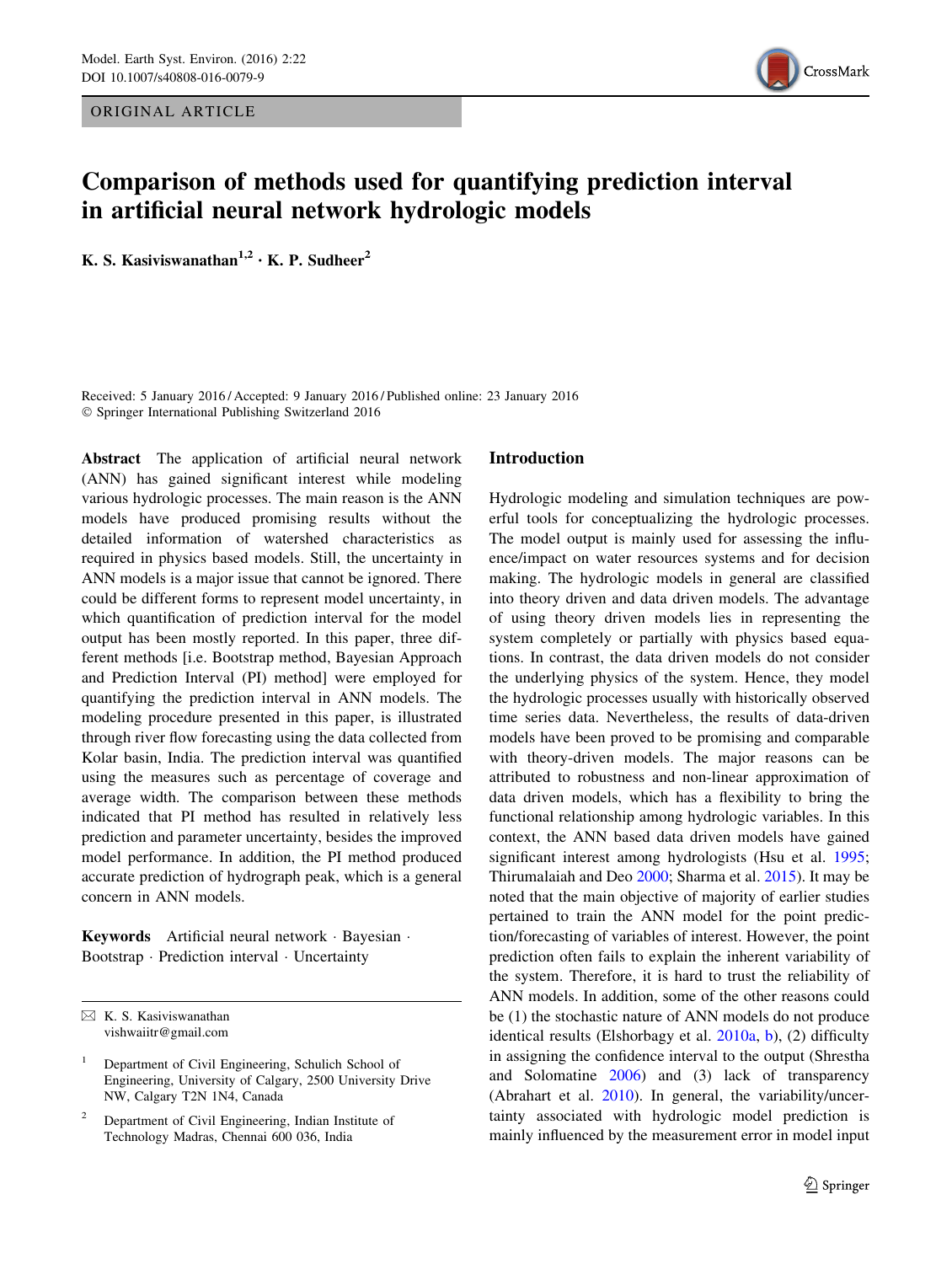ORIGINAL ARTICLE

# Comparison of methods used for quantifying prediction interval in artificial neural network hydrologic models

**K. S. Kasiviswanathan[1,2] · K. P. Sudheer[2]**

Received: 5 January 2016 / Accepted: 9 January 2016 / Published online: 23 January 2016
© Springer International Publishing Switzerland 2016

**Abstract** The application of artificial neural network (ANN) has gained significant interest while modeling various hydrologic processes. The main reason is the ANN models have produced promising results without the detailed information of watershed characteristics as required in physics based models. Still, the uncertainty in ANN models is a major issue that cannot be ignored. There could be different forms to represent model uncertainty, in which quantification of prediction interval for the model output has been mostly reported. In this paper, three different methods [i.e. Bootstrap method, Bayesian Approach and Prediction Interval (PI) method] were employed for quantifying the prediction interval in ANN models. The modeling procedure presented in this paper, is illustrated through river flow forecasting using the data collected from Kolar basin, India. The prediction interval was quantified using the measures such as percentage of coverage and average width. The comparison between these methods indicated that PI method has resulted in relatively less prediction and parameter uncertainty, besides the improved model performance. In addition, the PI method produced accurate prediction of hydrograph peak, which is a general concern in ANN models.

**Keywords** Artificial neural network · Bayesian · Bootstrap · Prediction interval · Uncertainty

✉ K. S. Kasiviswanathan
vishwaiitr@gmail.com

[1] Department of Civil Engineering, Schulich School of Engineering, University of Calgary, 2500 University Drive NW, Calgary T2N 1N4, Canada

[2] Department of Civil Engineering, Indian Institute of Technology Madras, Chennai 600 036, India

## Introduction

Hydrologic modeling and simulation techniques are powerful tools for conceptualizing the hydrologic processes. The model output is mainly used for assessing the influence/impact on water resources systems and for decision making. The hydrologic models in general are classified into theory driven and data driven models. The advantage of using theory driven models lies in representing the system completely or partially with physics based equations. In contrast, the data driven models do not consider the underlying physics of the system. Hence, they model the hydrologic processes usually with historically observed time series data. Nevertheless, the results of data-driven models have been proved to be promising and comparable with theory-driven models. The major reasons can be attributed to robustness and non-linear approximation of data driven models, which has a flexibility to bring the functional relationship among hydrologic variables. In this context, the ANN based data driven models have gained significant interest among hydrologists (Hsu et al. 1995; Thirumalaiah and Deo 2000; Sharma et al. 2015). It may be noted that the main objective of majority of earlier studies pertained to train the ANN model for the point prediction/forecasting of variables of interest. However, the point prediction often fails to explain the inherent variability of the system. Therefore, it is hard to trust the reliability of ANN models. In addition, some of the other reasons could be (1) the stochastic nature of ANN models do not produce identical results (Elshorbagy et al. 2010a, b), (2) difficulty in assigning the confidence interval to the output (Shrestha and Solomatine 2006) and (3) lack of transparency (Abrahart et al. 2010). In general, the variability/uncertainty associated with hydrologic model prediction is mainly influenced by the measurement error in model input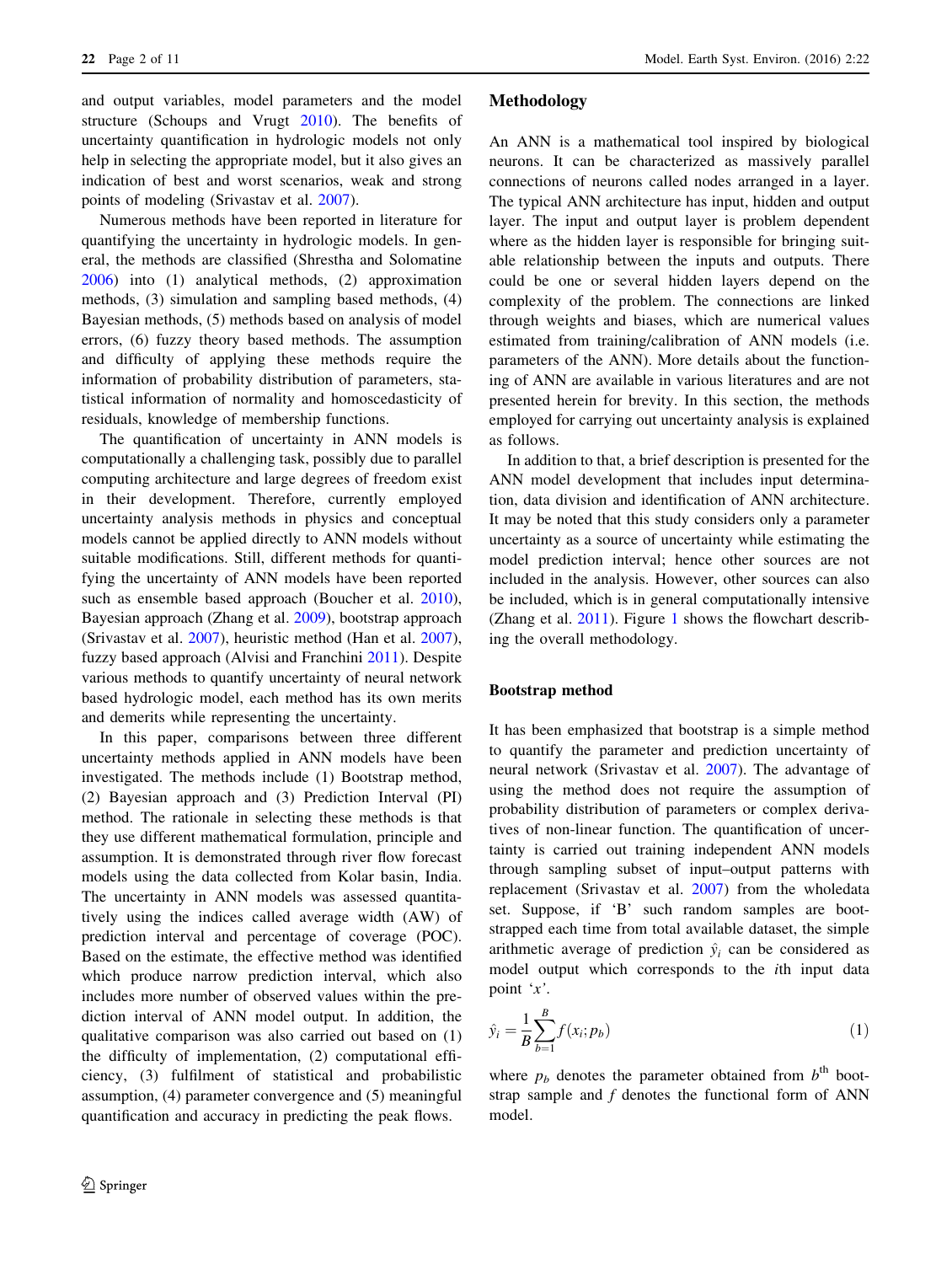and output variables, model parameters and the model structure (Schoups and Vrugt 2010). The benefits of uncertainty quantification in hydrologic models not only help in selecting the appropriate model, but it also gives an indication of best and worst scenarios, weak and strong points of modeling (Srivastav et al. 2007).

Numerous methods have been reported in literature for quantifying the uncertainty in hydrologic models. In general, the methods are classified (Shrestha and Solomatine 2006) into (1) analytical methods, (2) approximation methods, (3) simulation and sampling based methods, (4) Bayesian methods, (5) methods based on analysis of model errors, (6) fuzzy theory based methods. The assumption and difficulty of applying these methods require the information of probability distribution of parameters, statistical information of normality and homoscedasticity of residuals, knowledge of membership functions.

The quantification of uncertainty in ANN models is computationally a challenging task, possibly due to parallel computing architecture and large degrees of freedom exist in their development. Therefore, currently employed uncertainty analysis methods in physics and conceptual models cannot be applied directly to ANN models without suitable modifications. Still, different methods for quantifying the uncertainty of ANN models have been reported such as ensemble based approach (Boucher et al. 2010), Bayesian approach (Zhang et al. 2009), bootstrap approach (Srivastav et al. 2007), heuristic method (Han et al. 2007), fuzzy based approach (Alvisi and Franchini 2011). Despite various methods to quantify uncertainty of neural network based hydrologic model, each method has its own merits and demerits while representing the uncertainty.

In this paper, comparisons between three different uncertainty methods applied in ANN models have been investigated. The methods include (1) Bootstrap method, (2) Bayesian approach and (3) Prediction Interval (PI) method. The rationale in selecting these methods is that they use different mathematical formulation, principle and assumption. It is demonstrated through river flow forecast models using the data collected from Kolar basin, India. The uncertainty in ANN models was assessed quantitatively using the indices called average width (AW) of prediction interval and percentage of coverage (POC). Based on the estimate, the effective method was identified which produce narrow prediction interval, which also includes more number of observed values within the prediction interval of ANN model output. In addition, the qualitative comparison was also carried out based on (1) the difficulty of implementation, (2) computational efficiency, (3) fulfilment of statistical and probabilistic assumption, (4) parameter convergence and (5) meaningful quantification and accuracy in predicting the peak flows.

## Methodology

An ANN is a mathematical tool inspired by biological neurons. It can be characterized as massively parallel connections of neurons called nodes arranged in a layer. The typical ANN architecture has input, hidden and output layer. The input and output layer is problem dependent where as the hidden layer is responsible for bringing suitable relationship between the inputs and outputs. There could be one or several hidden layers depend on the complexity of the problem. The connections are linked through weights and biases, which are numerical values estimated from training/calibration of ANN models (i.e. parameters of the ANN). More details about the functioning of ANN are available in various literatures and are not presented herein for brevity. In this section, the methods employed for carrying out uncertainty analysis is explained as follows.

In addition to that, a brief description is presented for the ANN model development that includes input determination, data division and identification of ANN architecture. It may be noted that this study considers only a parameter uncertainty as a source of uncertainty while estimating the model prediction interval; hence other sources are not included in the analysis. However, other sources can also be included, which is in general computationally intensive (Zhang et al. 2011). Figure 1 shows the flowchart describing the overall methodology.

### Bootstrap method

It has been emphasized that bootstrap is a simple method to quantify the parameter and prediction uncertainty of neural network (Srivastav et al. 2007). The advantage of using the method does not require the assumption of probability distribution of parameters or complex derivatives of non-linear function. The quantification of uncertainty is carried out training independent ANN models through sampling subset of input–output patterns with replacement (Srivastav et al. 2007) from the wholedata set. Suppose, if 'B' such random samples are bootstrapped each time from total available dataset, the simple arithmetic average of prediction $\hat{y}_i$ can be considered as model output which corresponds to the $i$th input data point '$x$'.

$$\hat{y}_i = \frac{1}{B}\sum_{b=1}^{B} f(x_i; p_b) \tag{1}$$

where $p_b$ denotes the parameter obtained from $b^{\text{th}}$ bootstrap sample and $f$ denotes the functional form of ANN model.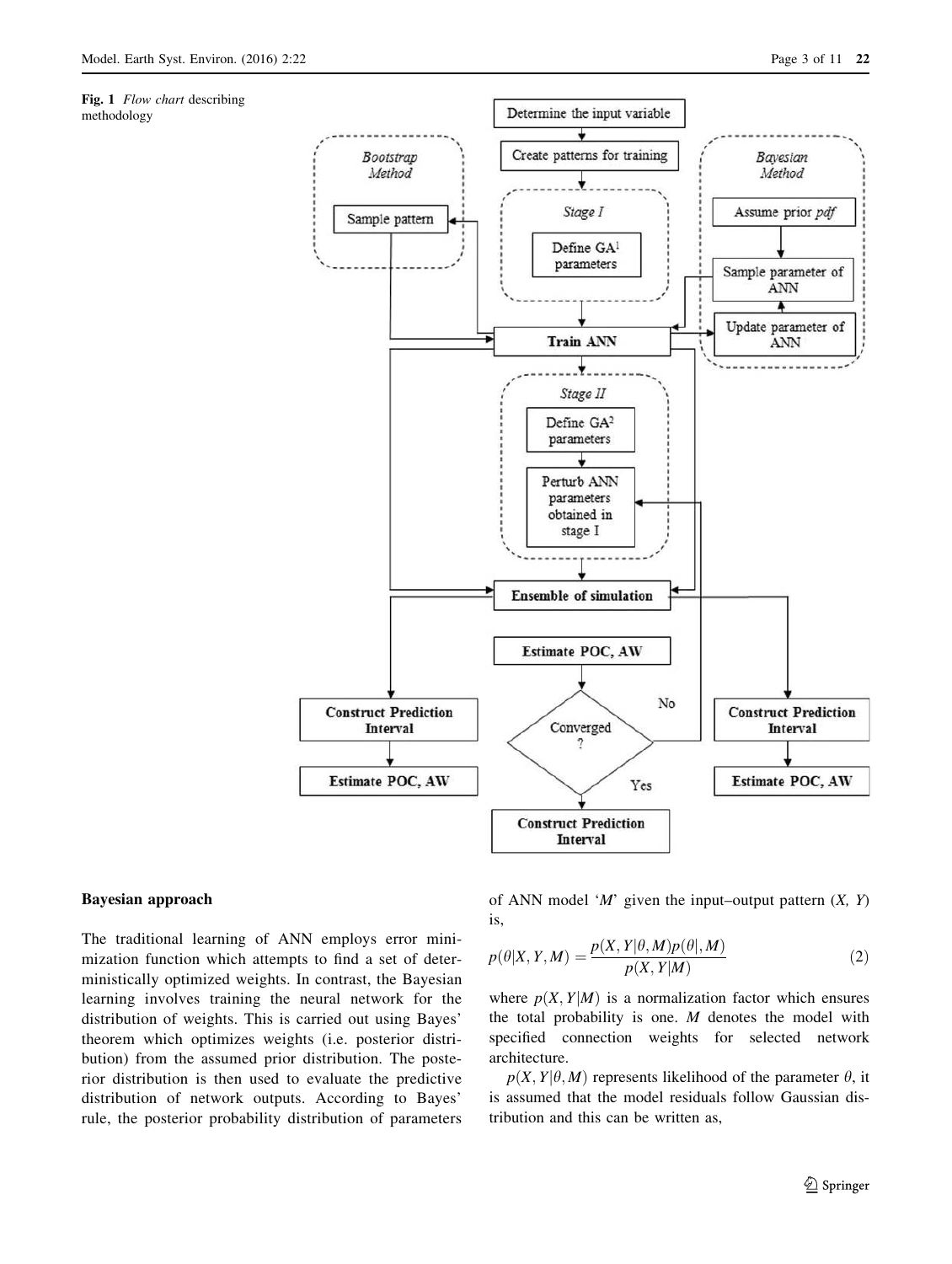**Fig. 1** *Flow chart* describing methodology

## Bayesian approach

The traditional learning of ANN employs error minimization function which attempts to find a set of deterministically optimized weights. In contrast, the Bayesian learning involves training the neural network for the distribution of weights. This is carried out using Bayes' theorem which optimizes weights (i.e. posterior distribution) from the assumed prior distribution. The posterior distribution is then used to evaluate the predictive distribution of network outputs. According to Bayes' rule, the posterior probability distribution of parameters of ANN model '*M*' given the input–output pattern (*X, Y*) is,

$$p(\theta|X,Y,M) = \frac{p(X,Y|\theta,M)p(\theta|,M)}{p(X,Y|M)} \tag{2}$$

where $p(X,Y|M)$ is a normalization factor which ensures the total probability is one. $M$ denotes the model with specified connection weights for selected network architecture.

$p(X,Y|\theta,M)$ represents likelihood of the parameter $\theta$, it is assumed that the model residuals follow Gaussian distribution and this can be written as,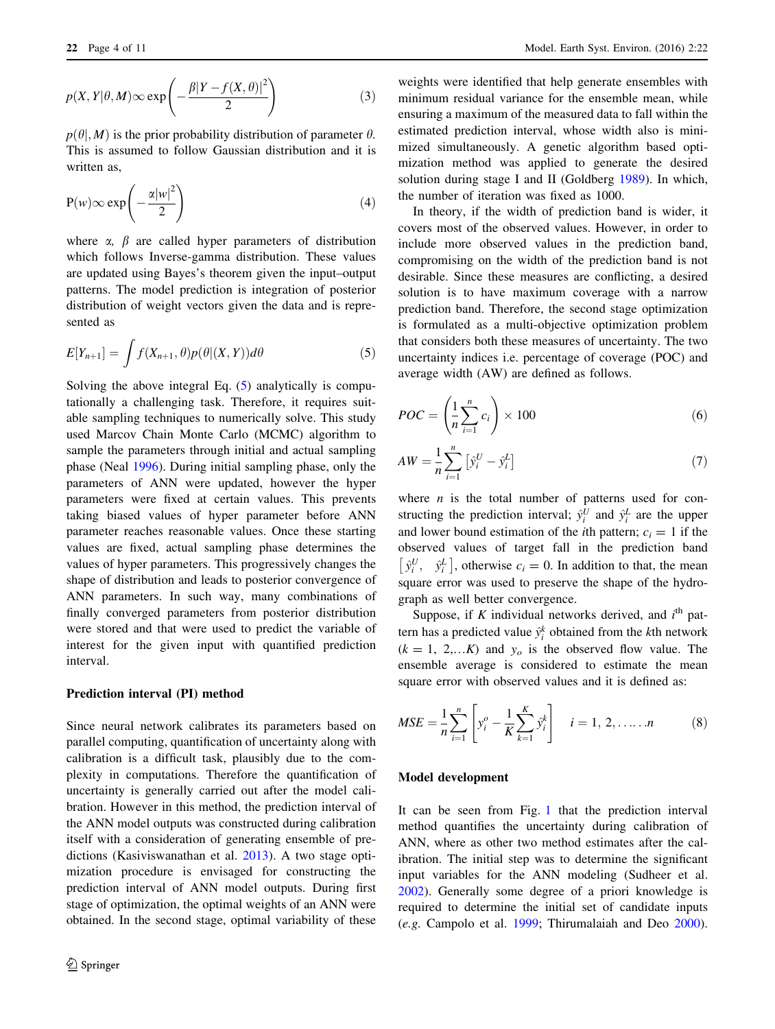$$p(X, Y|\theta, M) \propto \exp\left(-\frac{\beta|Y - f(X, \theta)|^2}{2}\right) \tag{3}$$

$p(\theta|, M)$ is the prior probability distribution of parameter $\theta$. This is assumed to follow Gaussian distribution and it is written as,

$$\mathrm{P}(w) \propto \exp\left(-\frac{\alpha|w|^2}{2}\right) \tag{4}$$

where $\alpha$, $\beta$ are called hyper parameters of distribution which follows Inverse-gamma distribution. These values are updated using Bayes's theorem given the input–output patterns. The model prediction is integration of posterior distribution of weight vectors given the data and is represented as

$$E[Y_{n+1}] = \int f(X_{n+1}, \theta) p(\theta|(X, Y)) d\theta \tag{5}$$

Solving the above integral Eq. (5) analytically is computationally a challenging task. Therefore, it requires suitable sampling techniques to numerically solve. This study used Marcov Chain Monte Carlo (MCMC) algorithm to sample the parameters through initial and actual sampling phase (Neal 1996). During initial sampling phase, only the parameters of ANN were updated, however the hyper parameters were fixed at certain values. This prevents taking biased values of hyper parameter before ANN parameter reaches reasonable values. Once these starting values are fixed, actual sampling phase determines the values of hyper parameters. This progressively changes the shape of distribution and leads to posterior convergence of ANN parameters. In such way, many combinations of finally converged parameters from posterior distribution were stored and that were used to predict the variable of interest for the given input with quantified prediction interval.

### Prediction interval (PI) method

Since neural network calibrates its parameters based on parallel computing, quantification of uncertainty along with calibration is a difficult task, plausibly due to the complexity in computations. Therefore the quantification of uncertainty is generally carried out after the model calibration. However in this method, the prediction interval of the ANN model outputs was constructed during calibration itself with a consideration of generating ensemble of predictions (Kasiviswanathan et al. 2013). A two stage optimization procedure is envisaged for constructing the prediction interval of ANN model outputs. During first stage of optimization, the optimal weights of an ANN were obtained. In the second stage, optimal variability of these weights were identified that help generate ensembles with minimum residual variance for the ensemble mean, while ensuring a maximum of the measured data to fall within the estimated prediction interval, whose width also is minimized simultaneously. A genetic algorithm based optimization method was applied to generate the desired solution during stage I and II (Goldberg 1989). In which, the number of iteration was fixed as 1000.

In theory, if the width of prediction band is wider, it covers most of the observed values. However, in order to include more observed values in the prediction band, compromising on the width of the prediction band is not desirable. Since these measures are conflicting, a desired solution is to have maximum coverage with a narrow prediction band. Therefore, the second stage optimization is formulated as a multi-objective optimization problem that considers both these measures of uncertainty. The two uncertainty indices i.e. percentage of coverage (POC) and average width (AW) are defined as follows.

$$POC = \left(\frac{1}{n}\sum_{i=1}^{n} c_i\right) \times 100 \tag{6}$$

$$AW = \frac{1}{n}\sum_{i=1}^{n} \left[\hat{y}_i^U - \hat{y}_i^L\right] \tag{7}$$

where $n$ is the total number of patterns used for constructing the prediction interval; $\hat{y}_i^U$ and $\hat{y}_i^L$ are the upper and lower bound estimation of the $i$th pattern; $c_i = 1$ if the observed values of target fall in the prediction band $\left[\hat{y}_i^U, \ \hat{y}_i^L\right]$, otherwise $c_i = 0$. In addition to that, the mean square error was used to preserve the shape of the hydrograph as well better convergence.

Suppose, if $K$ individual networks derived, and $i^{\text{th}}$ pattern has a predicted value $\hat{y}_i^k$ obtained from the $k$th network ($k = 1, 2,\ldots K$) and $y_o$ is the observed flow value. The ensemble average is considered to estimate the mean square error with observed values and it is defined as:

$$MSE = \frac{1}{n}\sum_{i=1}^{n}\left[y_i^o - \frac{1}{K}\sum_{k=1}^{K}\hat{y}_i^k\right] \quad i = 1, 2, \ldots\ldots n \tag{8}$$

### Model development

It can be seen from Fig. 1 that the prediction interval method quantifies the uncertainty during calibration of ANN, where as other two method estimates after the calibration. The initial step was to determine the significant input variables for the ANN modeling (Sudheer et al. 2002). Generally some degree of a priori knowledge is required to determine the initial set of candidate inputs (*e.g.* Campolo et al. 1999; Thirumalaiah and Deo 2000).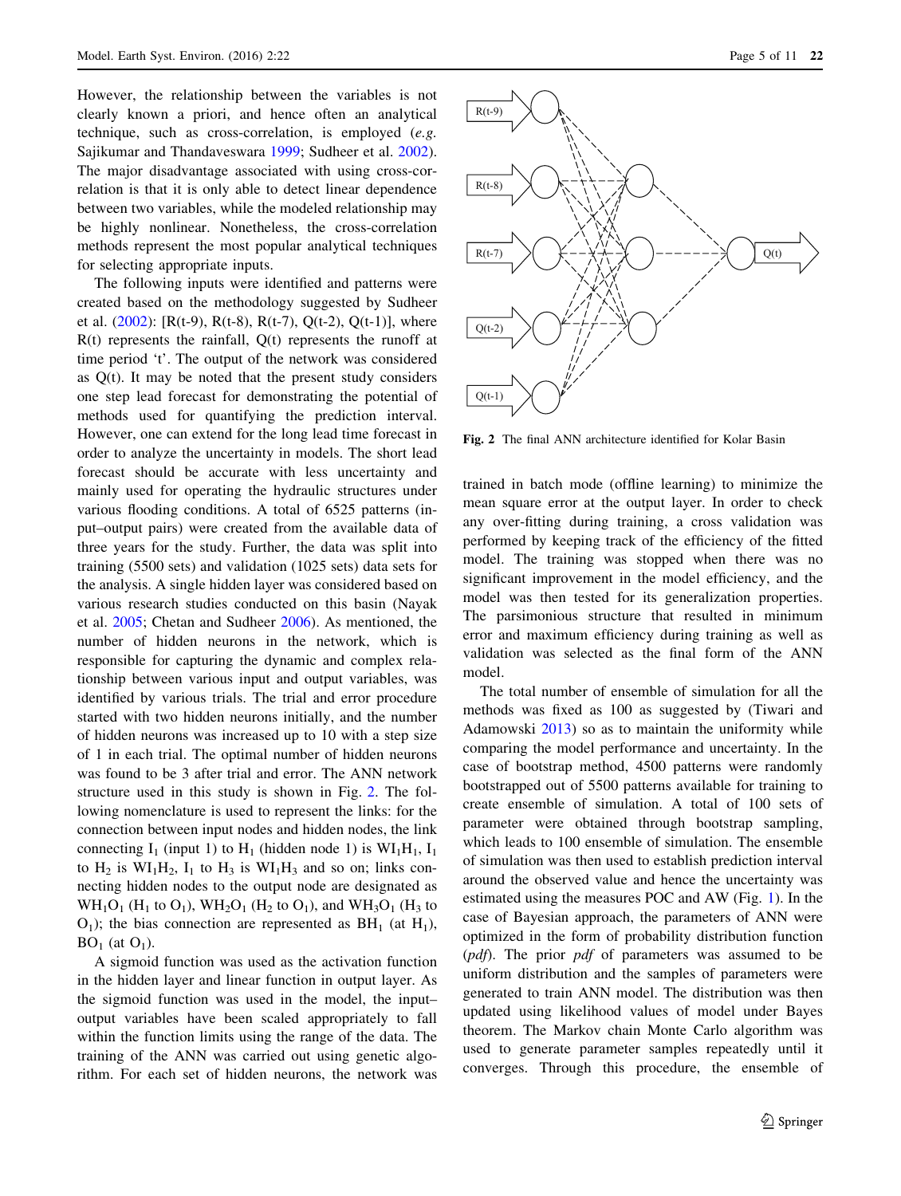However, the relationship between the variables is not clearly known a priori, and hence often an analytical technique, such as cross-correlation, is employed (*e.g.* Sajikumar and Thandaveswara 1999; Sudheer et al. 2002). The major disadvantage associated with using cross-correlation is that it is only able to detect linear dependence between two variables, while the modeled relationship may be highly nonlinear. Nonetheless, the cross-correlation methods represent the most popular analytical techniques for selecting appropriate inputs.

The following inputs were identified and patterns were created based on the methodology suggested by Sudheer et al. (2002): [R(t-9), R(t-8), R(t-7), Q(t-2), Q(t-1)], where R(t) represents the rainfall, Q(t) represents the runoff at time period 't'. The output of the network was considered as Q(t). It may be noted that the present study considers one step lead forecast for demonstrating the potential of methods used for quantifying the prediction interval. However, one can extend for the long lead time forecast in order to analyze the uncertainty in models. The short lead forecast should be accurate with less uncertainty and mainly used for operating the hydraulic structures under various flooding conditions. A total of 6525 patterns (input–output pairs) were created from the available data of three years for the study. Further, the data was split into training (5500 sets) and validation (1025 sets) data sets for the analysis. A single hidden layer was considered based on various research studies conducted on this basin (Nayak et al. 2005; Chetan and Sudheer 2006). As mentioned, the number of hidden neurons in the network, which is responsible for capturing the dynamic and complex relationship between various input and output variables, was identified by various trials. The trial and error procedure started with two hidden neurons initially, and the number of hidden neurons was increased up to 10 with a step size of 1 in each trial. The optimal number of hidden neurons was found to be 3 after trial and error. The ANN network structure used in this study is shown in Fig. 2. The following nomenclature is used to represent the links: for the connection between input nodes and hidden nodes, the link connecting $I_1$ (input 1) to $H_1$ (hidden node 1) is $WI_1H_1$, $I_1$ to $H_2$ is $WI_1H_2$, $I_1$ to $H_3$ is $WI_1H_3$ and so on; links connecting hidden nodes to the output node are designated as $WH_1O_1$ ($H_1$ to $O_1$), $WH_2O_1$ ($H_2$ to $O_1$), and $WH_3O_1$ ($H_3$ to $O_1$); the bias connection are represented as $BH_1$ (at $H_1$), $BO_1$ (at $O_1$).

A sigmoid function was used as the activation function in the hidden layer and linear function in output layer. As the sigmoid function was used in the model, the input–output variables have been scaled appropriately to fall within the function limits using the range of the data. The training of the ANN was carried out using genetic algorithm. For each set of hidden neurons, the network was trained in batch mode (offline learning) to minimize the mean square error at the output layer. In order to check any over-fitting during training, a cross validation was performed by keeping track of the efficiency of the fitted model. The training was stopped when there was no significant improvement in the model efficiency, and the model was then tested for its generalization properties. The parsimonious structure that resulted in minimum error and maximum efficiency during training as well as validation was selected as the final form of the ANN model.

**Fig. 2** The final ANN architecture identified for Kolar Basin

The total number of ensemble of simulation for all the methods was fixed as 100 as suggested by (Tiwari and Adamowski 2013) so as to maintain the uniformity while comparing the model performance and uncertainty. In the case of bootstrap method, 4500 patterns were randomly bootstrapped out of 5500 patterns available for training to create ensemble of simulation. A total of 100 sets of parameter were obtained through bootstrap sampling, which leads to 100 ensemble of simulation. The ensemble of simulation was then used to establish prediction interval around the observed value and hence the uncertainty was estimated using the measures POC and AW (Fig. 1). In the case of Bayesian approach, the parameters of ANN were optimized in the form of probability distribution function (*pdf*). The prior *pdf* of parameters was assumed to be uniform distribution and the samples of parameters were generated to train ANN model. The distribution was then updated using likelihood values of model under Bayes theorem. The Markov chain Monte Carlo algorithm was used to generate parameter samples repeatedly until it converges. Through this procedure, the ensemble of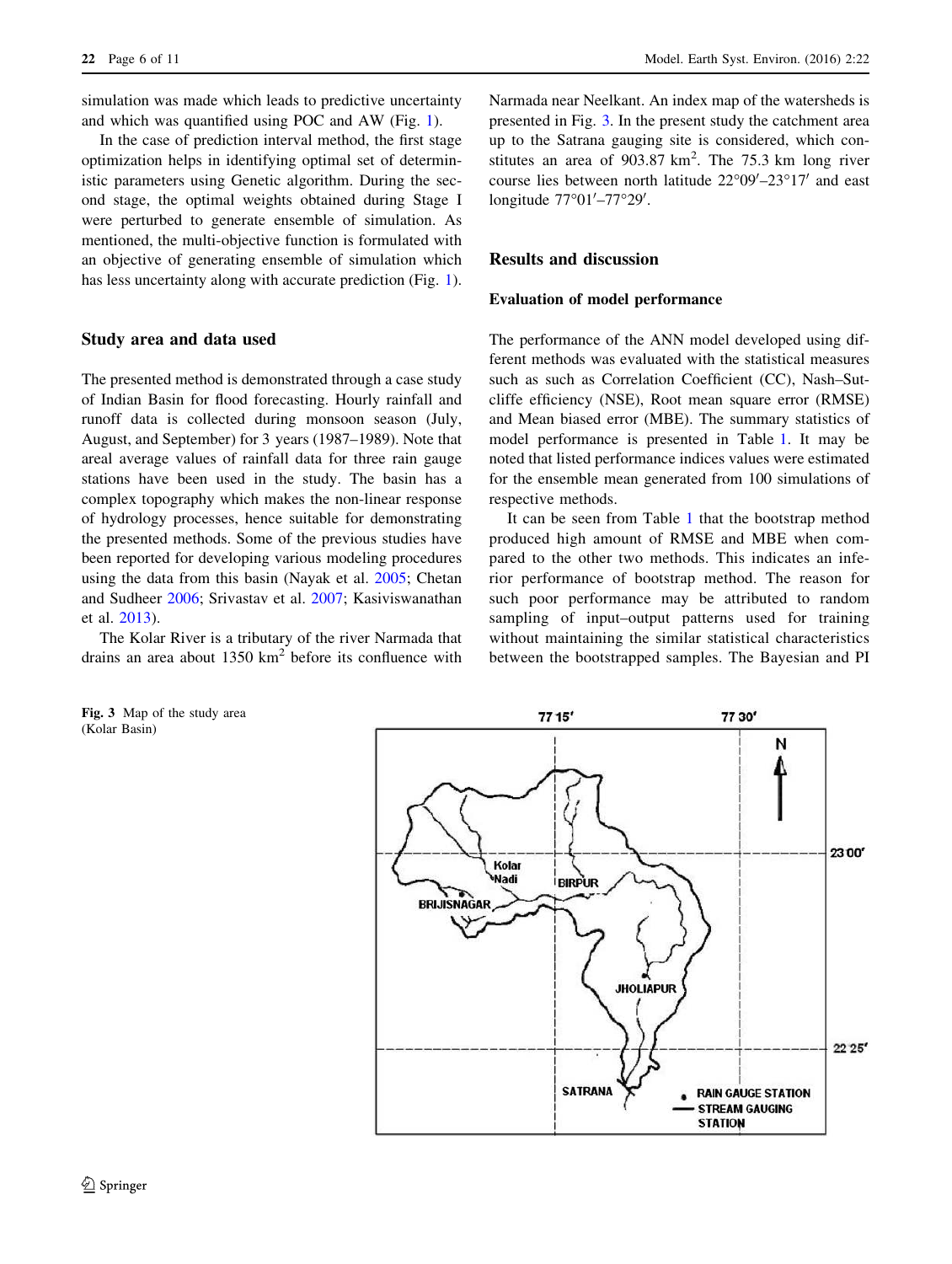simulation was made which leads to predictive uncertainty and which was quantified using POC and AW (Fig. 1).

In the case of prediction interval method, the first stage optimization helps in identifying optimal set of deterministic parameters using Genetic algorithm. During the second stage, the optimal weights obtained during Stage I were perturbed to generate ensemble of simulation. As mentioned, the multi-objective function is formulated with an objective of generating ensemble of simulation which has less uncertainty along with accurate prediction (Fig. 1).

## Study area and data used

The presented method is demonstrated through a case study of Indian Basin for flood forecasting. Hourly rainfall and runoff data is collected during monsoon season (July, August, and September) for 3 years (1987–1989). Note that areal average values of rainfall data for three rain gauge stations have been used in the study. The basin has a complex topography which makes the non-linear response of hydrology processes, hence suitable for demonstrating the presented methods. Some of the previous studies have been reported for developing various modeling procedures using the data from this basin (Nayak et al. 2005; Chetan and Sudheer 2006; Srivastav et al. 2007; Kasiviswanathan et al. 2013).

The Kolar River is a tributary of the river Narmada that drains an area about 1350 $km^2$ before its confluence with Narmada near Neelkant. An index map of the watersheds is presented in Fig. 3. In the present study the catchment area up to the Satrana gauging site is considered, which constitutes an area of 903.87 $km^2$. The 75.3 km long river course lies between north latitude 22°09′–23°17′ and east longitude 77°01′–77°29′.

Fig. 3 Map of the study area (Kolar Basin)

## Results and discussion

### Evaluation of model performance

The performance of the ANN model developed using different methods was evaluated with the statistical measures such as such as Correlation Coefficient (CC), Nash–Sutcliffe efficiency (NSE), Root mean square error (RMSE) and Mean biased error (MBE). The summary statistics of model performance is presented in Table 1. It may be noted that listed performance indices values were estimated for the ensemble mean generated from 100 simulations of respective methods.

It can be seen from Table 1 that the bootstrap method produced high amount of RMSE and MBE when compared to the other two methods. This indicates an inferior performance of bootstrap method. The reason for such poor performance may be attributed to random sampling of input–output patterns used for training without maintaining the similar statistical characteristics between the bootstrapped samples. The Bayesian and PI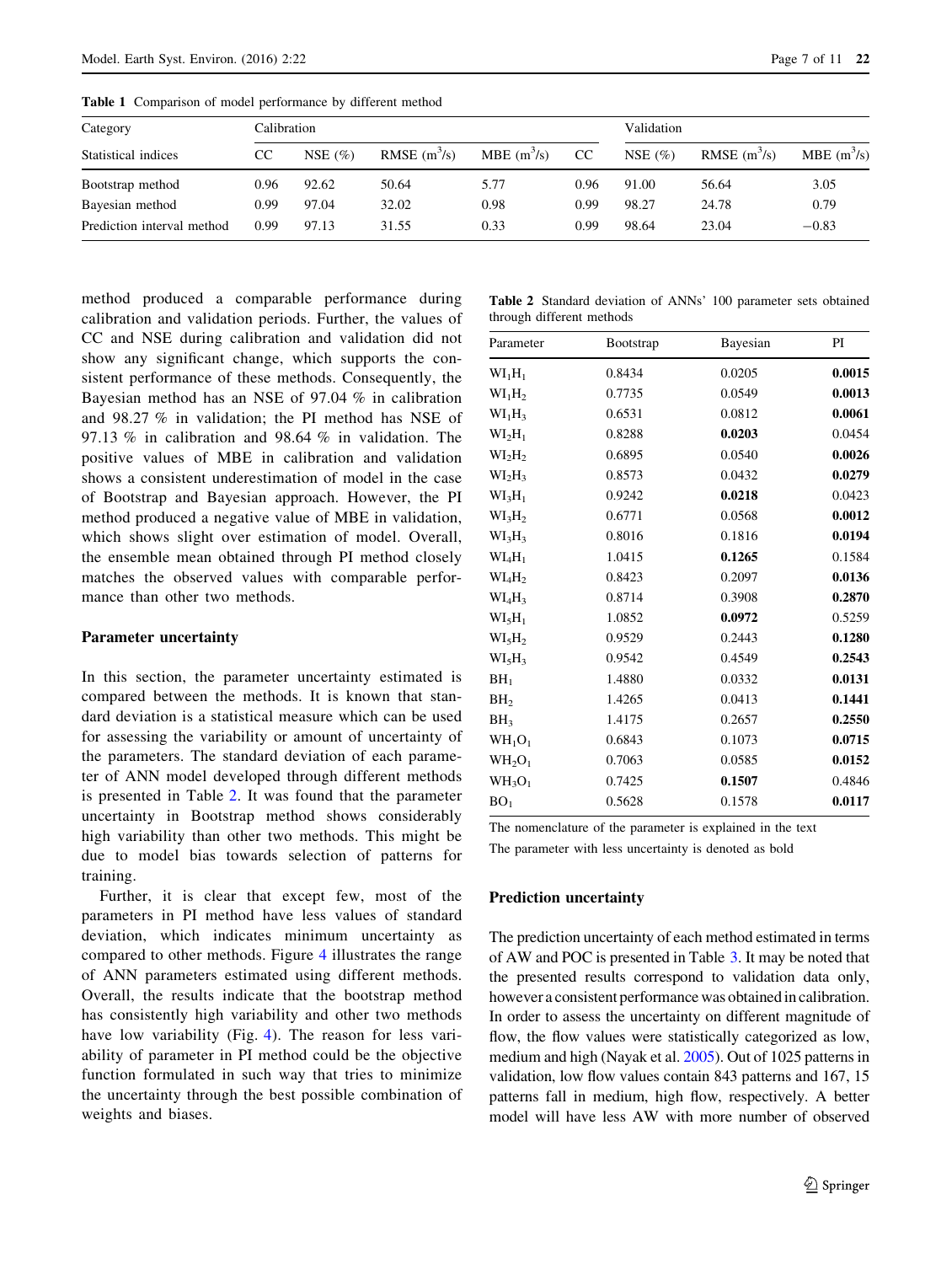**Table 1** Comparison of model performance by different method

| Category | Calibration | | | | Validation | | | |
|---|---|---|---|---|---|---|---|---|
| Statistical indices | CC | NSE (%) | RMSE ($m^3$/s) | MBE ($m^3$/s) | CC | NSE (%) | RMSE ($m^3$/s) | MBE ($m^3$/s) |
| Bootstrap method | 0.96 | 92.62 | 50.64 | 5.77 | 0.96 | 91.00 | 56.64 | 3.05 |
| Bayesian method | 0.99 | 97.04 | 32.02 | 0.98 | 0.99 | 98.27 | 24.78 | 0.79 |
| Prediction interval method | 0.99 | 97.13 | 31.55 | 0.33 | 0.99 | 98.64 | 23.04 | −0.83 |

method produced a comparable performance during calibration and validation periods. Further, the values of CC and NSE during calibration and validation did not show any significant change, which supports the consistent performance of these methods. Consequently, the Bayesian method has an NSE of 97.04 % in calibration and 98.27 % in validation; the PI method has NSE of 97.13 % in calibration and 98.64 % in validation. The positive values of MBE in calibration and validation shows a consistent underestimation of model in the case of Bootstrap and Bayesian approach. However, the PI method produced a negative value of MBE in validation, which shows slight over estimation of model. Overall, the ensemble mean obtained through PI method closely matches the observed values with comparable performance than other two methods.

### Parameter uncertainty

In this section, the parameter uncertainty estimated is compared between the methods. It is known that standard deviation is a statistical measure which can be used for assessing the variability or amount of uncertainty of the parameters. The standard deviation of each parameter of ANN model developed through different methods is presented in Table 2. It was found that the parameter uncertainty in Bootstrap method shows considerably high variability than other two methods. This might be due to model bias towards selection of patterns for training.

Further, it is clear that except few, most of the parameters in PI method have less values of standard deviation, which indicates minimum uncertainty as compared to other methods. Figure 4 illustrates the range of ANN parameters estimated using different methods. Overall, the results indicate that the bootstrap method has consistently high variability and other two methods have low variability (Fig. 4). The reason for less variability of parameter in PI method could be the objective function formulated in such way that tries to minimize the uncertainty through the best possible combination of weights and biases.

**Table 2** Standard deviation of ANNs' 100 parameter sets obtained through different methods

| Parameter | Bootstrap | Bayesian | PI |
|---|---|---|---|
| $WI_1H_1$ | 0.8434 | 0.0205 | **0.0015** |
| $WI_1H_2$ | 0.7735 | 0.0549 | **0.0013** |
| $WI_1H_3$ | 0.6531 | 0.0812 | **0.0061** |
| $WI_2H_1$ | 0.8288 | **0.0203** | 0.0454 |
| $WI_2H_2$ | 0.6895 | 0.0540 | **0.0026** |
| $WI_2H_3$ | 0.8573 | 0.0432 | **0.0279** |
| $WI_3H_1$ | 0.9242 | **0.0218** | 0.0423 |
| $WI_3H_2$ | 0.6771 | 0.0568 | **0.0012** |
| $WI_3H_3$ | 0.8016 | 0.1816 | **0.0194** |
| $WI_4H_1$ | 1.0415 | **0.1265** | 0.1584 |
| $WI_4H_2$ | 0.8423 | 0.2097 | **0.0136** |
| $WI_4H_3$ | 0.8714 | 0.3908 | **0.2870** |
| $WI_5H_1$ | 1.0852 | **0.0972** | 0.5259 |
| $WI_5H_2$ | 0.9529 | 0.2443 | **0.1280** |
| $WI_5H_3$ | 0.9542 | 0.4549 | **0.2543** |
| $BH_1$ | 1.4880 | 0.0332 | **0.0131** |
| $BH_2$ | 1.4265 | 0.0413 | **0.1441** |
| $BH_3$ | 1.4175 | 0.2657 | **0.2550** |
| $WH_1O_1$ | 0.6843 | 0.1073 | **0.0715** |
| $WH_2O_1$ | 0.7063 | 0.0585 | **0.0152** |
| $WH_3O_1$ | 0.7425 | **0.1507** | 0.4846 |
| $BO_1$ | 0.5628 | 0.1578 | **0.0117** |

The nomenclature of the parameter is explained in the text

The parameter with less uncertainty is denoted as bold

### Prediction uncertainty

The prediction uncertainty of each method estimated in terms of AW and POC is presented in Table 3. It may be noted that the presented results correspond to validation data only, however a consistent performance was obtained in calibration. In order to assess the uncertainty on different magnitude of flow, the flow values were statistically categorized as low, medium and high (Nayak et al. 2005). Out of 1025 patterns in validation, low flow values contain 843 patterns and 167, 15 patterns fall in medium, high flow, respectively. A better model will have less AW with more number of observed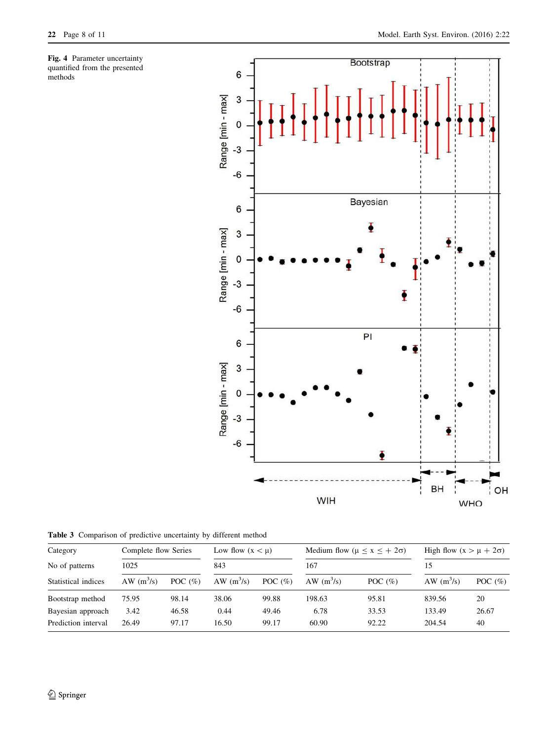**Fig. 4** Parameter uncertainty quantified from the presented methods

**Table 3** Comparison of predictive uncertainty by different method

| Category | Complete flow Series | | Low flow ($x < \mu$) | | Medium flow ($\mu \leq x \leq + 2\sigma$) | | High flow ($x > \mu + 2\sigma$) | |
|---|---|---|---|---|---|---|---|---|
| No of patterns | 1025 | | 843 | | 167 | | 15 | |
| Statistical indices | AW ($m^3$/s) | POC (%) | AW ($m^3$/s) | POC (%) | AW ($m^3$/s) | POC (%) | AW ($m^3$/s) | POC (%) |
| Bootstrap method | 75.95 | 98.14 | 38.06 | 99.88 | 198.63 | 95.81 | 839.56 | 20 |
| Bayesian approach | 3.42 | 46.58 | 0.44 | 49.46 | 6.78 | 33.53 | 133.49 | 26.67 |
| Prediction interval | 26.49 | 97.17 | 16.50 | 99.17 | 60.90 | 92.22 | 204.54 | 40 |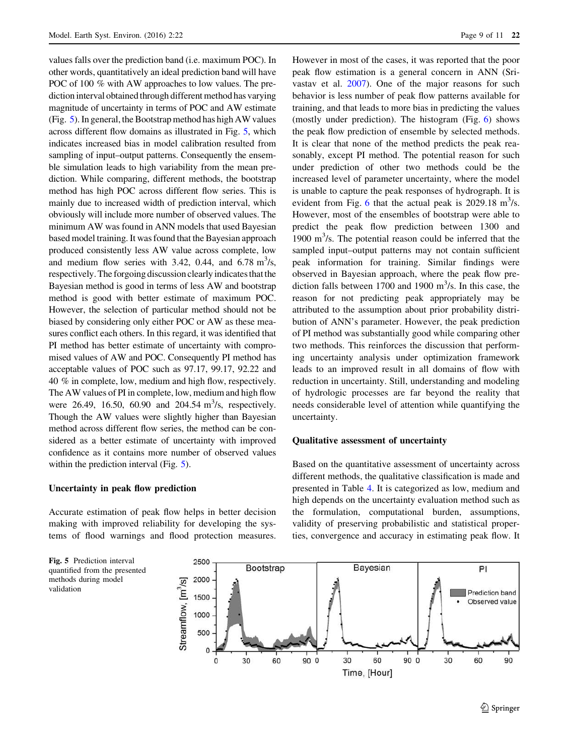values falls over the prediction band (i.e. maximum POC). In other words, quantitatively an ideal prediction band will have POC of 100 % with AW approaches to low values. The prediction interval obtained through different method has varying magnitude of uncertainty in terms of POC and AW estimate (Fig. 5). In general, the Bootstrap method has high AW values across different flow domains as illustrated in Fig. 5, which indicates increased bias in model calibration resulted from sampling of input–output patterns. Consequently the ensemble simulation leads to high variability from the mean prediction. While comparing, different methods, the bootstrap method has high POC across different flow series. This is mainly due to increased width of prediction interval, which obviously will include more number of observed values. The minimum AW was found in ANN models that used Bayesian based model training. It was found that the Bayesian approach produced consistently less AW value across complete, low and medium flow series with 3.42, 0.44, and 6.78 $m^3/s$, respectively. The forgoing discussion clearly indicates that the Bayesian method is good in terms of less AW and bootstrap method is good with better estimate of maximum POC. However, the selection of particular method should not be biased by considering only either POC or AW as these measures conflict each others. In this regard, it was identified that PI method has better estimate of uncertainty with compromised values of AW and POC. Consequently PI method has acceptable values of POC such as 97.17, 99.17, 92.22 and 40 % in complete, low, medium and high flow, respectively. The AW values of PI in complete, low, medium and high flow were 26.49, 16.50, 60.90 and 204.54 $m^3/s$, respectively. Though the AW values were slightly higher than Bayesian method across different flow series, the method can be considered as a better estimate of uncertainty with improved confidence as it contains more number of observed values within the prediction interval (Fig. 5).

## Uncertainty in peak flow prediction

Accurate estimation of peak flow helps in better decision making with improved reliability for developing the systems of flood warnings and flood protection measures. However in most of the cases, it was reported that the poor peak flow estimation is a general concern in ANN (Srivastav et al. 2007). One of the major reasons for such behavior is less number of peak flow patterns available for training, and that leads to more bias in predicting the values (mostly under prediction). The histogram (Fig. 6) shows the peak flow prediction of ensemble by selected methods. It is clear that none of the method predicts the peak reasonably, except PI method. The potential reason for such under prediction of other two methods could be the increased level of parameter uncertainty, where the model is unable to capture the peak responses of hydrograph. It is evident from Fig. 6 that the actual peak is 2029.18 $m^3/s$. However, most of the ensembles of bootstrap were able to predict the peak flow prediction between 1300 and 1900 $m^3/s$. The potential reason could be inferred that the sampled input–output patterns may not contain sufficient peak information for training. Similar findings were observed in Bayesian approach, where the peak flow prediction falls between 1700 and 1900 $m^3/s$. In this case, the reason for not predicting peak appropriately may be attributed to the assumption about prior probability distribution of ANN's parameter. However, the peak prediction of PI method was substantially good while comparing other two methods. This reinforces the discussion that performing uncertainty analysis under optimization framework leads to an improved result in all domains of flow with reduction in uncertainty. Still, understanding and modeling of hydrologic processes are far beyond the reality that needs considerable level of attention while quantifying the uncertainty.

## Qualitative assessment of uncertainty

Based on the quantitative assessment of uncertainty across different methods, the qualitative classification is made and presented in Table 4. It is categorized as low, medium and high depends on the uncertainty evaluation method such as the formulation, computational burden, assumptions, validity of preserving probabilistic and statistical properties, convergence and accuracy in estimating peak flow. It

**Fig. 5** Prediction interval quantified from the presented methods during model validation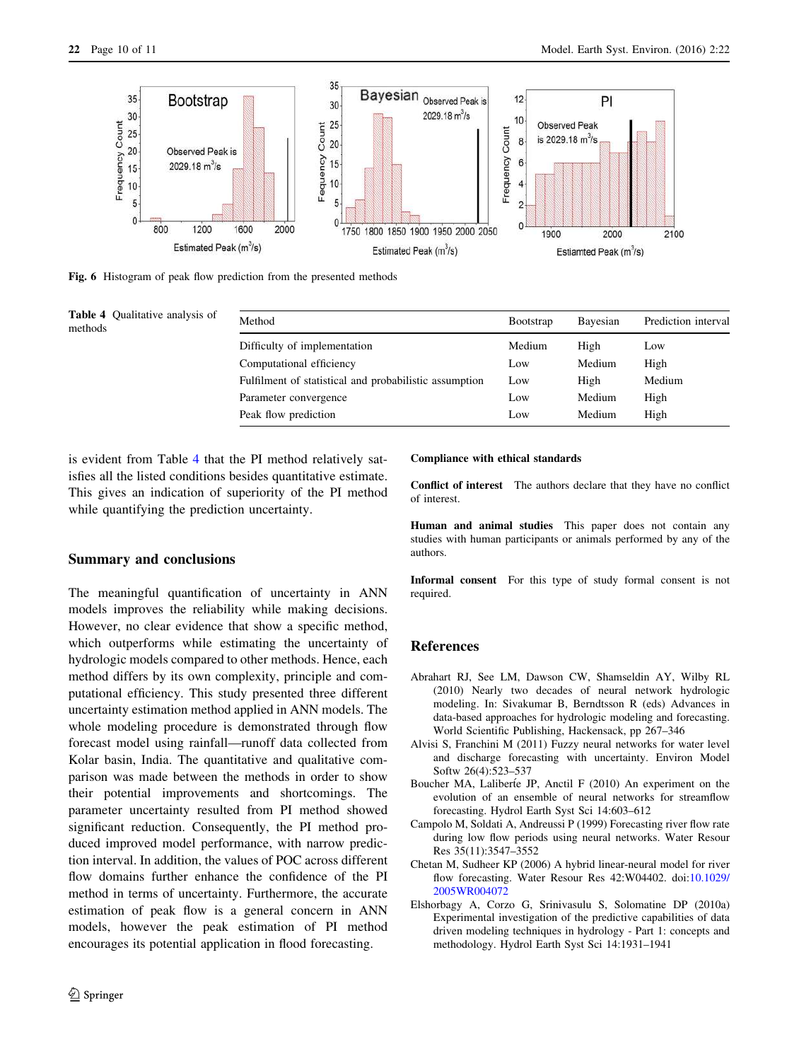Bootstrap

Frequency Count

35
30
25
20
15
10
5
0

Observed Peak is 2029.18 m$^3$/s

800 1200 1600 2000

Estimated Peak (m$^3$/s)

Bayesian

Observed Peak is 2029.18 m$^3$/s

Frequency Count

35
30
25
20
15
10
5
0

1750 1800 1850 1900 1950 2000 2050

Estimated Peak (m$^3$/s)

PI

Observed Peak is 2029.18 m$^3$/s

Frequency Count

12
10
8
6
4
2
0

1900 2000 2100

Estiamted Peak (m$^3$/s)

**Fig. 6** Histogram of peak flow prediction from the presented methods

**Table 4** Qualitative analysis of methods

| Method | Bootstrap | Bayesian | Prediction interval |
|---|---|---|---|
| Difficulty of implementation | Medium | High | Low |
| Computational efficiency | Low | Medium | High |
| Fulfilment of statistical and probabilistic assumption | Low | High | Medium |
| Parameter convergence | Low | Medium | High |
| Peak flow prediction | Low | Medium | High |

is evident from Table 4 that the PI method relatively satisfies all the listed conditions besides quantitative estimate. This gives an indication of superiority of the PI method while quantifying the prediction uncertainty.

## Summary and conclusions

The meaningful quantification of uncertainty in ANN models improves the reliability while making decisions. However, no clear evidence that show a specific method, which outperforms while estimating the uncertainty of hydrologic models compared to other methods. Hence, each method differs by its own complexity, principle and computational efficiency. This study presented three different uncertainty estimation method applied in ANN models. The whole modeling procedure is demonstrated through flow forecast model using rainfall—runoff data collected from Kolar basin, India. The quantitative and qualitative comparison was made between the methods in order to show their potential improvements and shortcomings. The parameter uncertainty resulted from PI method showed significant reduction. Consequently, the PI method produced improved model performance, with narrow prediction interval. In addition, the values of POC across different flow domains further enhance the confidence of the PI method in terms of uncertainty. Furthermore, the accurate estimation of peak flow is a general concern in ANN models, however the peak estimation of PI method encourages its potential application in flood forecasting.

**Compliance with ethical standards**

**Conflict of interest** The authors declare that they have no conflict of interest.

**Human and animal studies** This paper does not contain any studies with human participants or animals performed by any of the authors.

**Informal consent** For this type of study formal consent is not required.

## References

Abrahart RJ, See LM, Dawson CW, Shamseldin AY, Wilby RL (2010) Nearly two decades of neural network hydrologic modeling. In: Sivakumar B, Berndtsson R (eds) Advances in data-based approaches for hydrologic modeling and forecasting. World Scientific Publishing, Hackensack, pp 267–346

Alvisi S, Franchini M (2011) Fuzzy neural networks for water level and discharge forecasting with uncertainty. Environ Model Softw 26(4):523–537

Boucher MA, Laliberfe JP, Anctil F (2010) An experiment on the evolution of an ensemble of neural networks for streamflow forecasting. Hydrol Earth Syst Sci 14:603–612

Campolo M, Soldati A, Andreussi P (1999) Forecasting river flow rate during low flow periods using neural networks. Water Resour Res 35(11):3547–3552

Chetan M, Sudheer KP (2006) A hybrid linear-neural model for river flow forecasting. Water Resour Res 42:W04402. doi:10.1029/2005WR004072

Elshorbagy A, Corzo G, Srinivasulu S, Solomatine DP (2010a) Experimental investigation of the predictive capabilities of data driven modeling techniques in hydrology - Part 1: concepts and methodology. Hydrol Earth Syst Sci 14:1931–1941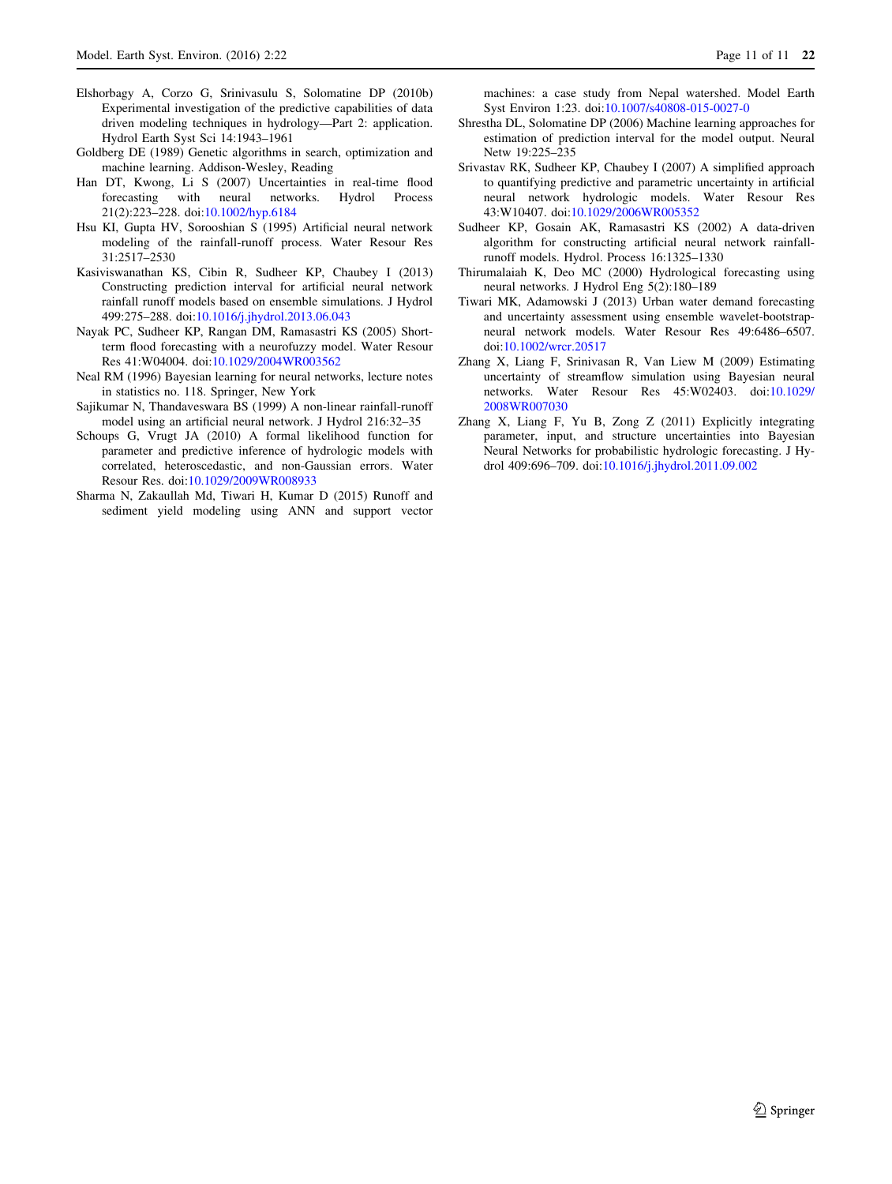Elshorbagy A, Corzo G, Srinivasulu S, Solomatine DP (2010b) Experimental investigation of the predictive capabilities of data driven modeling techniques in hydrology—Part 2: application. Hydrol Earth Syst Sci 14:1943–1961

Goldberg DE (1989) Genetic algorithms in search, optimization and machine learning. Addison-Wesley, Reading

Han DT, Kwong, Li S (2007) Uncertainties in real-time flood forecasting with neural networks. Hydrol Process 21(2):223–228. doi:10.1002/hyp.6184

Hsu KI, Gupta HV, Sorooshian S (1995) Artificial neural network modeling of the rainfall-runoff process. Water Resour Res 31:2517–2530

Kasiviswanathan KS, Cibin R, Sudheer KP, Chaubey I (2013) Constructing prediction interval for artificial neural network rainfall runoff models based on ensemble simulations. J Hydrol 499:275–288. doi:10.1016/j.jhydrol.2013.06.043

Nayak PC, Sudheer KP, Rangan DM, Ramasastri KS (2005) Short-term flood forecasting with a neurofuzzy model. Water Resour Res 41:W04004. doi:10.1029/2004WR003562

Neal RM (1996) Bayesian learning for neural networks, lecture notes in statistics no. 118. Springer, New York

Sajikumar N, Thandaveswara BS (1999) A non-linear rainfall-runoff model using an artificial neural network. J Hydrol 216:32–35

Schoups G, Vrugt JA (2010) A formal likelihood function for parameter and predictive inference of hydrologic models with correlated, heteroscedastic, and non-Gaussian errors. Water Resour Res. doi:10.1029/2009WR008933

Sharma N, Zakaullah Md, Tiwari H, Kumar D (2015) Runoff and sediment yield modeling using ANN and support vector machines: a case study from Nepal watershed. Model Earth Syst Environ 1:23. doi:10.1007/s40808-015-0027-0

Shrestha DL, Solomatine DP (2006) Machine learning approaches for estimation of prediction interval for the model output. Neural Netw 19:225–235

Srivastav RK, Sudheer KP, Chaubey I (2007) A simplified approach to quantifying predictive and parametric uncertainty in artificial neural network hydrologic models. Water Resour Res 43:W10407. doi:10.1029/2006WR005352

Sudheer KP, Gosain AK, Ramasastri KS (2002) A data-driven algorithm for constructing artificial neural network rainfall-runoff models. Hydrol. Process 16:1325–1330

Thirumalaiah K, Deo MC (2000) Hydrological forecasting using neural networks. J Hydrol Eng 5(2):180–189

Tiwari MK, Adamowski J (2013) Urban water demand forecasting and uncertainty assessment using ensemble wavelet-bootstrap-neural network models. Water Resour Res 49:6486–6507. doi:10.1002/wrcr.20517

Zhang X, Liang F, Srinivasan R, Van Liew M (2009) Estimating uncertainty of streamflow simulation using Bayesian neural networks. Water Resour Res 45:W02403. doi:10.1029/2008WR007030

Zhang X, Liang F, Yu B, Zong Z (2011) Explicitly integrating parameter, input, and structure uncertainties into Bayesian Neural Networks for probabilistic hydrologic forecasting. J Hydrol 409:696–709. doi:10.1016/j.jhydrol.2011.09.002